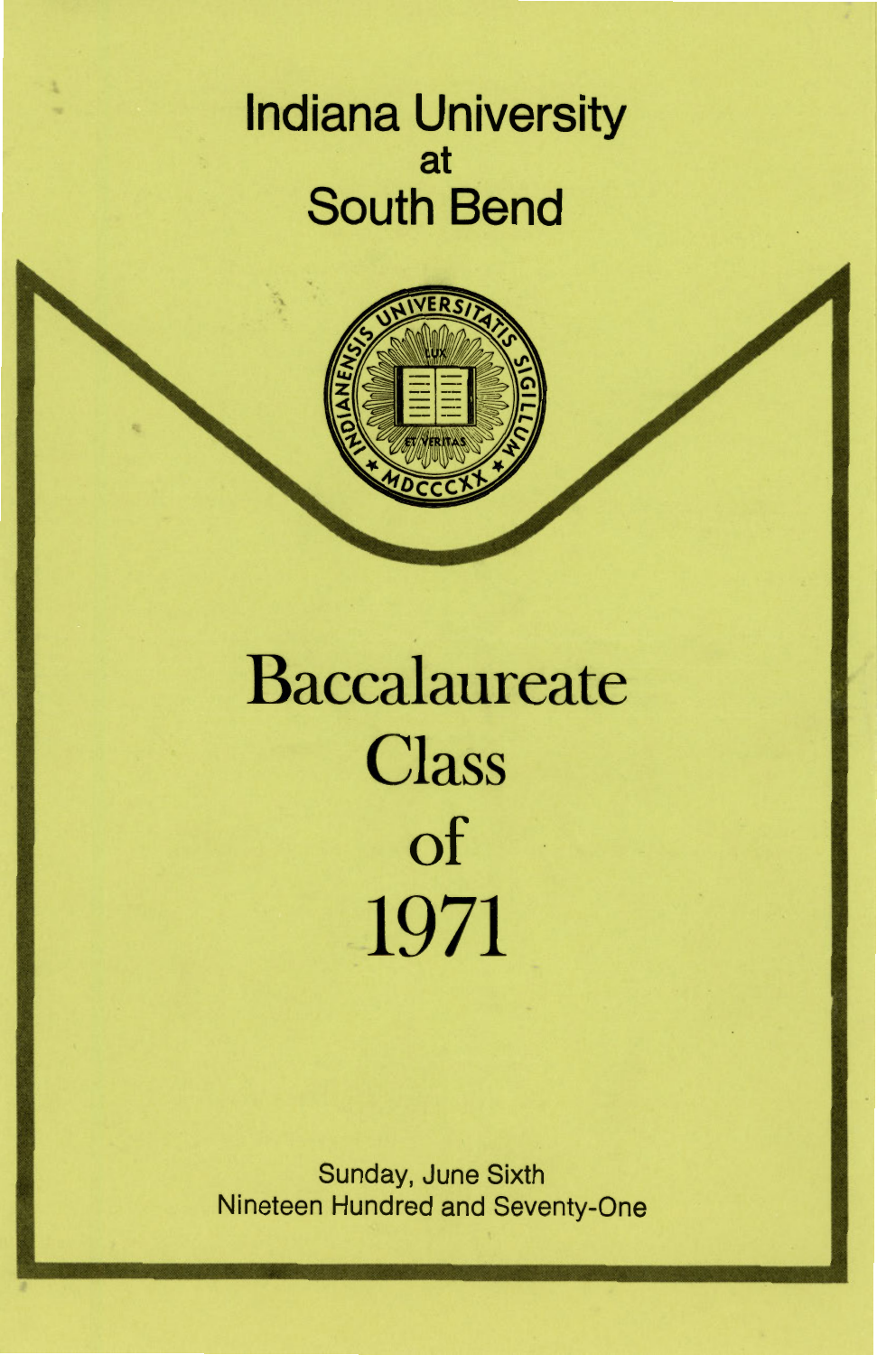# Indiana University
at
# South Bend

# Baccalaureate Class of 1971

Sunday, June Sixth
Nineteen Hundred and Seventy-One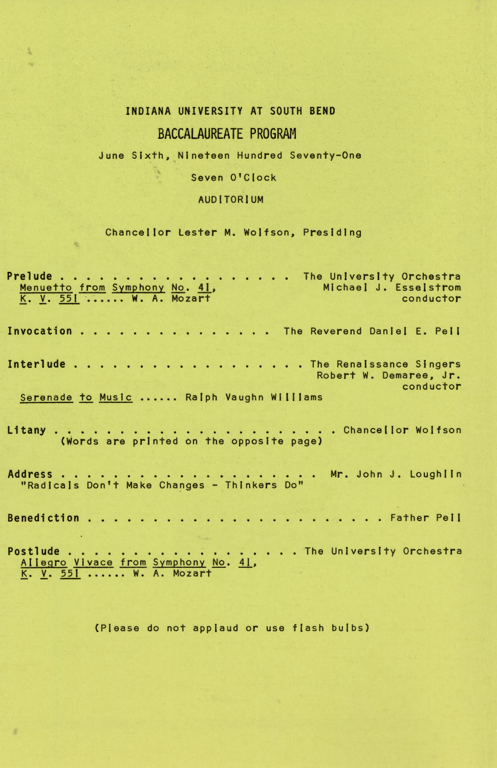# INDIANA UNIVERSITY AT SOUTH BEND

## BACCALAUREATE PROGRAM

June Sixth, Nineteen Hundred Seventy-One

Seven O'Clock

AUDITORIUM

Chancellor Lester M. Wolfson, Presiding

**Prelude** . . . . . . . . . . . . . . . . . . . . . The University Orchestra
Michael J. Esselstrom, conductor

<u>Menuetto</u> <u>from</u> <u>Symphony</u> <u>No</u>. <u>41</u>, <u>K</u>. <u>V</u>. <u>551</u> . . . . . . W. A. Mozart

**Invocation** . . . . . . . . . . . . . . . . The Reverend Daniel E. Pell

**Interlude** . . . . . . . . . . . . . . . . . . . . The Renaissance Singers
Robert W. Demaree, Jr., conductor

<u>Serenade</u> <u>to</u> <u>Music</u> . . . . . . Ralph Vaughn Williams

**Litany** . . . . . . . . . . . . . . . . . . . . . . . . Chancellor Wolfson
(Words are printed on the opposite page)

**Address** . . . . . . . . . . . . . . . . . . . . . . Mr. John J. Loughlin
"Radicals Don't Make Changes - Thinkers Do"

**Benediction** . . . . . . . . . . . . . . . . . . . . . . . . Father Pell

**Postlude** . . . . . . . . . . . . . . . . . . . The University Orchestra

<u>Allegro</u> <u>Vivace</u> <u>from</u> <u>Symphony</u> <u>No</u>. <u>41</u>, <u>K</u>. <u>V</u>. <u>551</u> . . . . . . W. A. Mozart

(Please do not applaud or use flash bulbs)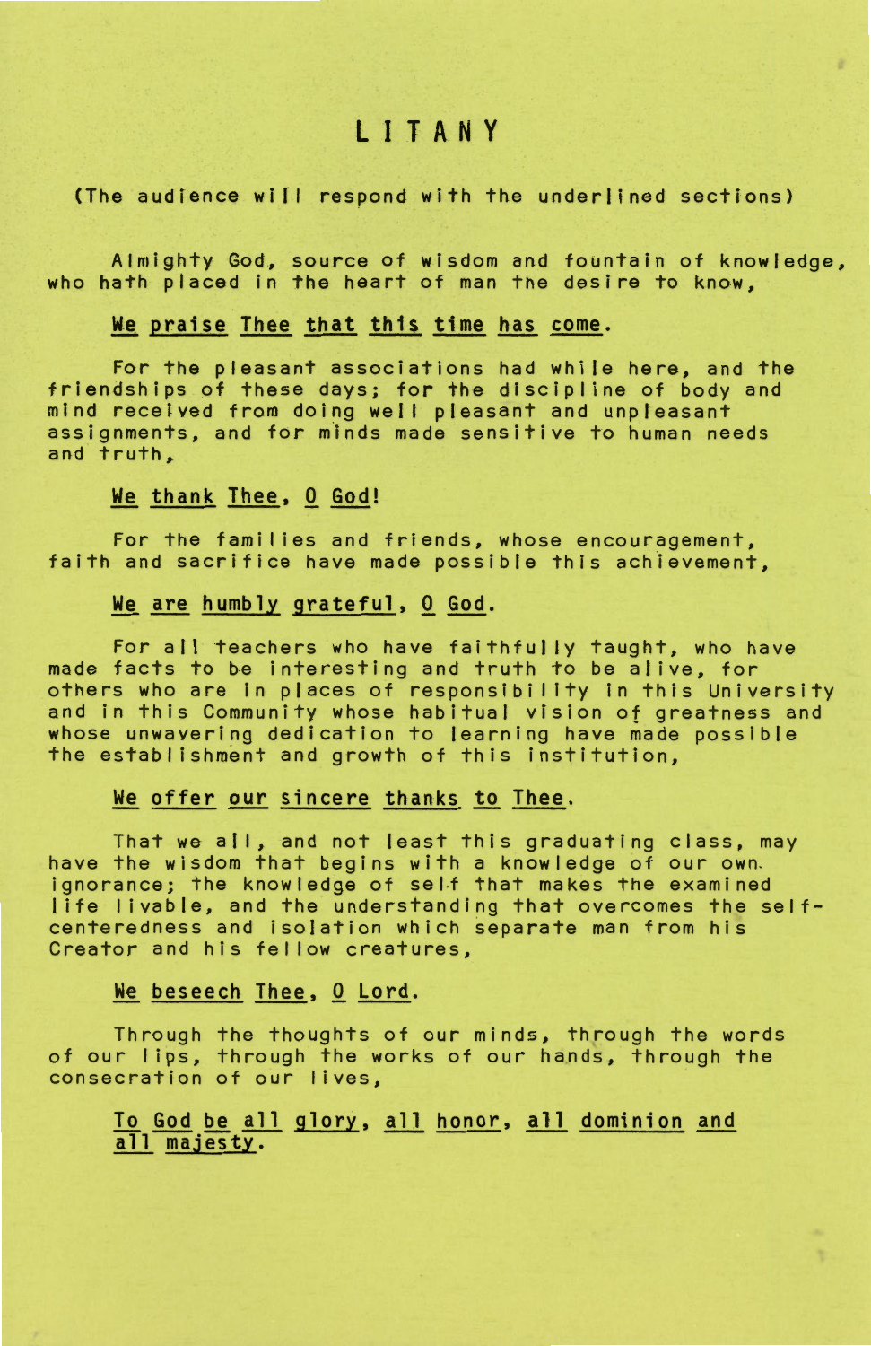# LITANY

(The audience will respond with the underlined sections)

Almighty God, source of wisdom and fountain of knowledge, who hath placed in the heart of man the desire to know,

<u>We praise Thee that this time has come</u>.

For the pleasant associations had while here, and the friendships of these days; for the discipline of body and mind received from doing well pleasant and unpleasant assignments, and for minds made sensitive to human needs and truth,

<u>We thank Thee, O God</u>!

For the families and friends, whose encouragement, faith and sacrifice have made possible this achievement,

<u>We are humbly grateful, O God</u>.

For all teachers who have faithfully taught, who have made facts to be interesting and truth to be alive, for others who are in places of responsibility in this University and in this Community whose habitual vision of greatness and whose unwavering dedication to learning have made possible the establishment and growth of this institution,

<u>We offer our sincere thanks to Thee</u>.

That we all, and not least this graduating class, may have the wisdom that begins with a knowledge of our own ignorance; the knowledge of self that makes the examined life livable, and the understanding that overcomes the self-centeredness and isolation which separate man from his Creator and his fellow creatures,

<u>We beseech Thee, O Lord</u>.

Through the thoughts of our minds, through the words of our lips, through the works of our hands, through the consecration of our lives,

<u>To God be all glory, all honor, all dominion and all majesty</u>.